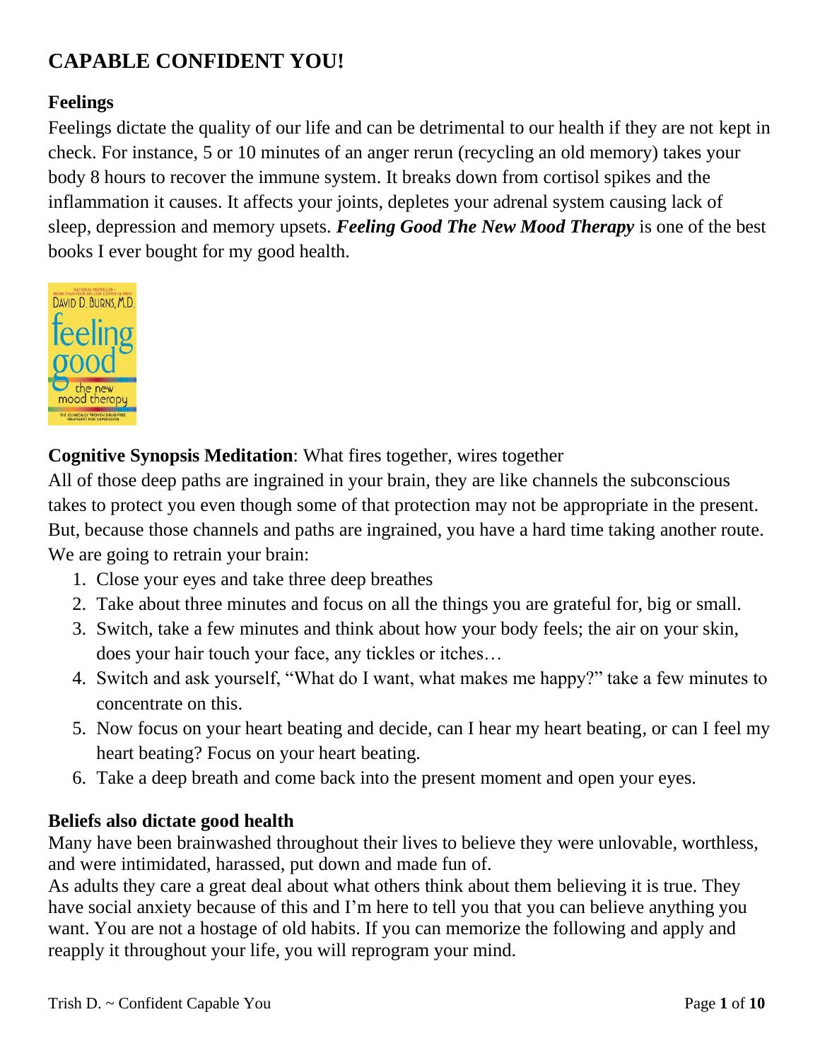# CAPABLE CONFIDENT YOU!

## Feelings

Feelings dictate the quality of our life and can be detrimental to our health if they are not kept in check. For instance, 5 or 10 minutes of an anger rerun (recycling an old memory) takes your body 8 hours to recover the immune system. It breaks down from cortisol spikes and the inflammation it causes. It affects your joints, depletes your adrenal system causing lack of sleep, depression and memory upsets. ***Feeling Good The New Mood Therapy*** is one of the best books I ever bought for my good health.

**Cognitive Synopsis Meditation**: What fires together, wires together

All of those deep paths are ingrained in your brain, they are like channels the subconscious takes to protect you even though some of that protection may not be appropriate in the present. But, because those channels and paths are ingrained, you have a hard time taking another route. We are going to retrain your brain:

1. Close your eyes and take three deep breathes
2. Take about three minutes and focus on all the things you are grateful for, big or small.
3. Switch, take a few minutes and think about how your body feels; the air on your skin, does your hair touch your face, any tickles or itches…
4. Switch and ask yourself, "What do I want, what makes me happy?" take a few minutes to concentrate on this.
5. Now focus on your heart beating and decide, can I hear my heart beating, or can I feel my heart beating? Focus on your heart beating.
6. Take a deep breath and come back into the present moment and open your eyes.

## Beliefs also dictate good health

Many have been brainwashed throughout their lives to believe they were unlovable, worthless, and were intimidated, harassed, put down and made fun of.

As adults they care a great deal about what others think about them believing it is true. They have social anxiety because of this and I'm here to tell you that you can believe anything you want. You are not a hostage of old habits. If you can memorize the following and apply and reapply it throughout your life, you will reprogram your mind.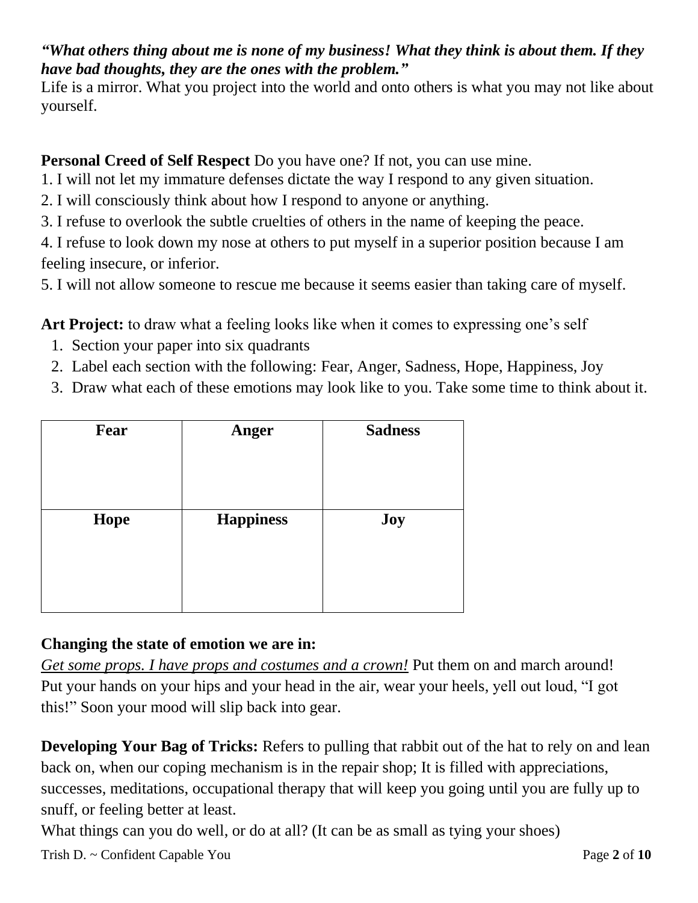***"What others thing about me is none of my business! What they think is about them. If they have bad thoughts, they are the ones with the problem."***

Life is a mirror. What you project into the world and onto others is what you may not like about yourself.

**Personal Creed of Self Respect** Do you have one? If not, you can use mine.

1. I will not let my immature defenses dictate the way I respond to any given situation.
2. I will consciously think about how I respond to anyone or anything.
3. I refuse to overlook the subtle cruelties of others in the name of keeping the peace.
4. I refuse to look down my nose at others to put myself in a superior position because I am feeling insecure, or inferior.
5. I will not allow someone to rescue me because it seems easier than taking care of myself.

**Art Project:** to draw what a feeling looks like when it comes to expressing one's self

1. Section your paper into six quadrants
2. Label each section with the following: Fear, Anger, Sadness, Hope, Happiness, Joy
3. Draw what each of these emotions may look like to you. Take some time to think about it.

| **Fear** | **Anger** | **Sadness** |
| --- | --- | --- |
| **Hope** | **Happiness** | **Joy** |

**Changing the state of emotion we are in:**

*Get some props. I have props and costumes and a crown!* Put them on and march around! Put your hands on your hips and your head in the air, wear your heels, yell out loud, "I got this!" Soon your mood will slip back into gear.

**Developing Your Bag of Tricks:** Refers to pulling that rabbit out of the hat to rely on and lean back on, when our coping mechanism is in the repair shop; It is filled with appreciations, successes, meditations, occupational therapy that will keep you going until you are fully up to snuff, or feeling better at least.

What things can you do well, or do at all? (It can be as small as tying your shoes)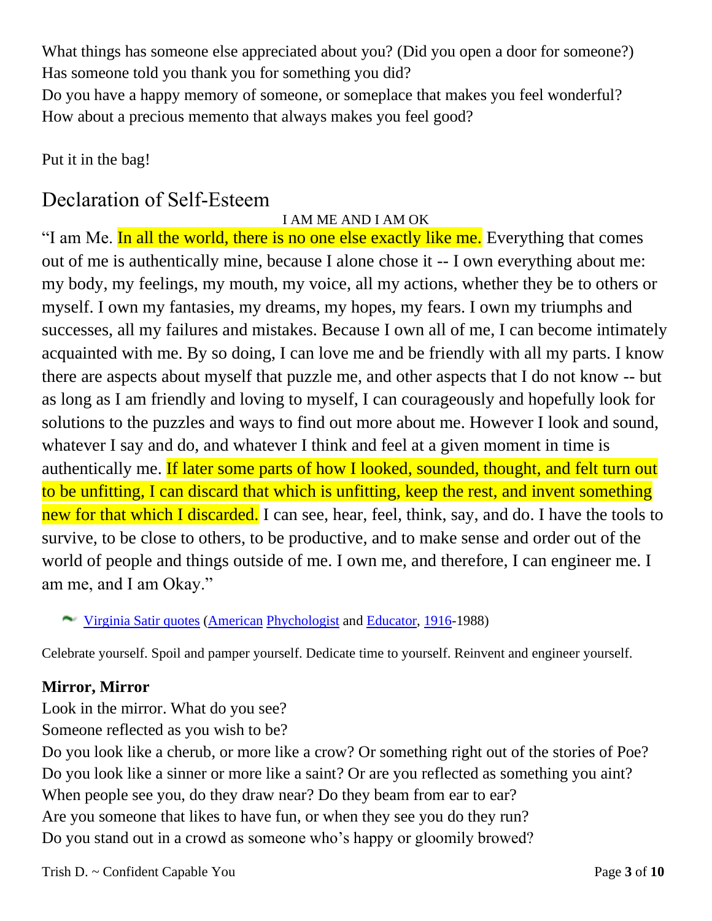What things has someone else appreciated about you? (Did you open a door for someone?)
Has someone told you thank you for something you did?
Do you have a happy memory of someone, or someplace that makes you feel wonderful?
How about a precious memento that always makes you feel good?

Put it in the bag!

## Declaration of Self-Esteem

I AM ME AND I AM OK

"I am Me. In all the world, there is no one else exactly like me. Everything that comes out of me is authentically mine, because I alone chose it -- I own everything about me: my body, my feelings, my mouth, my voice, all my actions, whether they be to others or myself. I own my fantasies, my dreams, my hopes, my fears. I own my triumphs and successes, all my failures and mistakes. Because I own all of me, I can become intimately acquainted with me. By so doing, I can love me and be friendly with all my parts. I know there are aspects about myself that puzzle me, and other aspects that I do not know -- but as long as I am friendly and loving to myself, I can courageously and hopefully look for solutions to the puzzles and ways to find out more about me. However I look and sound, whatever I say and do, and whatever I think and feel at a given moment in time is authentically me. If later some parts of how I looked, sounded, thought, and felt turn out to be unfitting, I can discard that which is unfitting, keep the rest, and invent something new for that which I discarded. I can see, hear, feel, think, say, and do. I have the tools to survive, to be close to others, to be productive, and to make sense and order out of the world of people and things outside of me. I own me, and therefore, I can engineer me. I am me, and I am Okay."

Virginia Satir quotes (American Phychologist and Educator, 1916-1988)

Celebrate yourself. Spoil and pamper yourself. Dedicate time to yourself. Reinvent and engineer yourself.

**Mirror, Mirror**

Look in the mirror. What do you see?
Someone reflected as you wish to be?
Do you look like a cherub, or more like a crow? Or something right out of the stories of Poe?
Do you look like a sinner or more like a saint? Or are you reflected as something you aint?
When people see you, do they draw near? Do they beam from ear to ear?
Are you someone that likes to have fun, or when they see you do they run?
Do you stand out in a crowd as someone who's happy or gloomily browed?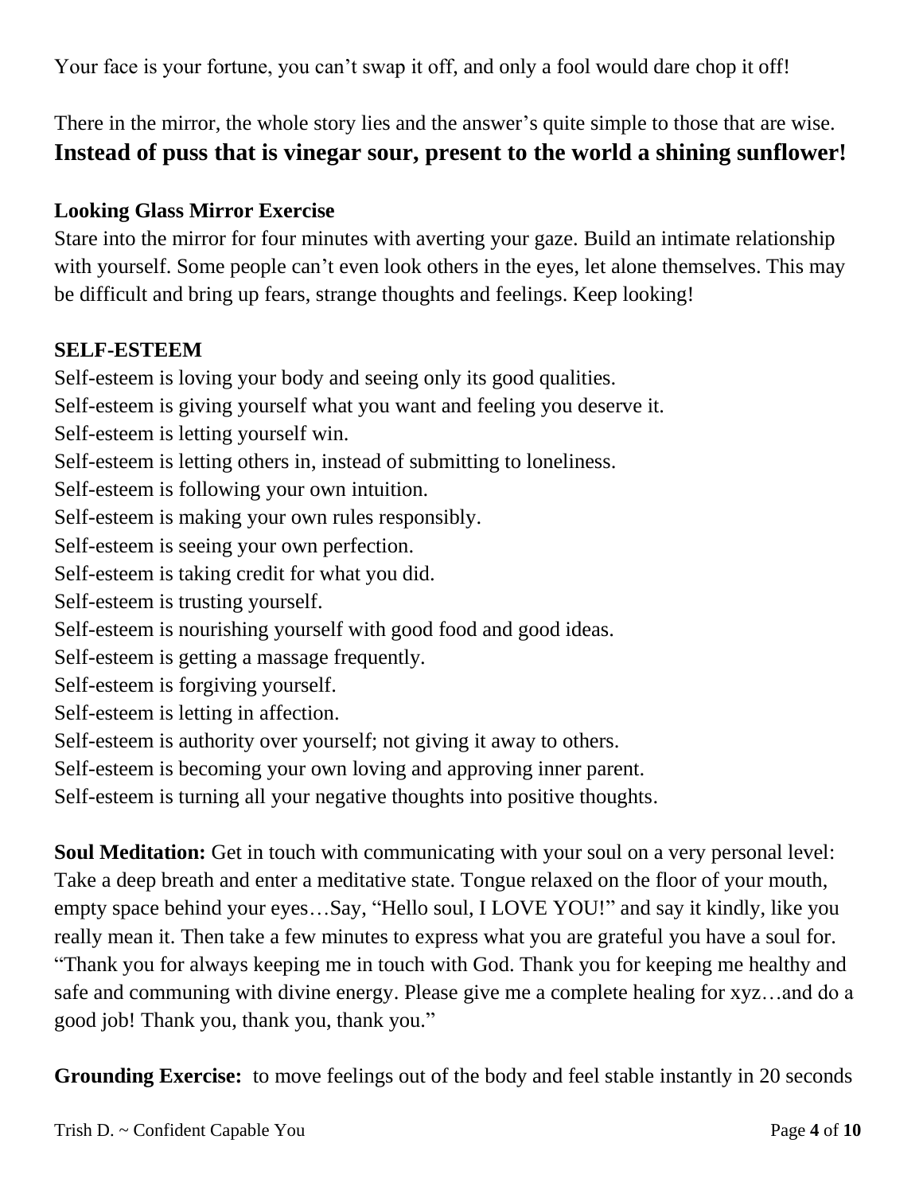Your face is your fortune, you can't swap it off, and only a fool would dare chop it off!

There in the mirror, the whole story lies and the answer's quite simple to those that are wise. **Instead of puss that is vinegar sour, present to the world a shining sunflower!**

**Looking Glass Mirror Exercise**

Stare into the mirror for four minutes with averting your gaze. Build an intimate relationship with yourself. Some people can't even look others in the eyes, let alone themselves. This may be difficult and bring up fears, strange thoughts and feelings. Keep looking!

**SELF-ESTEEM**

Self-esteem is loving your body and seeing only its good qualities.
Self-esteem is giving yourself what you want and feeling you deserve it.
Self-esteem is letting yourself win.
Self-esteem is letting others in, instead of submitting to loneliness.
Self-esteem is following your own intuition.
Self-esteem is making your own rules responsibly.
Self-esteem is seeing your own perfection.
Self-esteem is taking credit for what you did.
Self-esteem is trusting yourself.
Self-esteem is nourishing yourself with good food and good ideas.
Self-esteem is getting a massage frequently.
Self-esteem is forgiving yourself.
Self-esteem is letting in affection.
Self-esteem is authority over yourself; not giving it away to others.
Self-esteem is becoming your own loving and approving inner parent.
Self-esteem is turning all your negative thoughts into positive thoughts.

**Soul Meditation:** Get in touch with communicating with your soul on a very personal level: Take a deep breath and enter a meditative state. Tongue relaxed on the floor of your mouth, empty space behind your eyes…Say, "Hello soul, I LOVE YOU!" and say it kindly, like you really mean it. Then take a few minutes to express what you are grateful you have a soul for. "Thank you for always keeping me in touch with God. Thank you for keeping me healthy and safe and communing with divine energy. Please give me a complete healing for xyz…and do a good job! Thank you, thank you, thank you."

**Grounding Exercise:** to move feelings out of the body and feel stable instantly in 20 seconds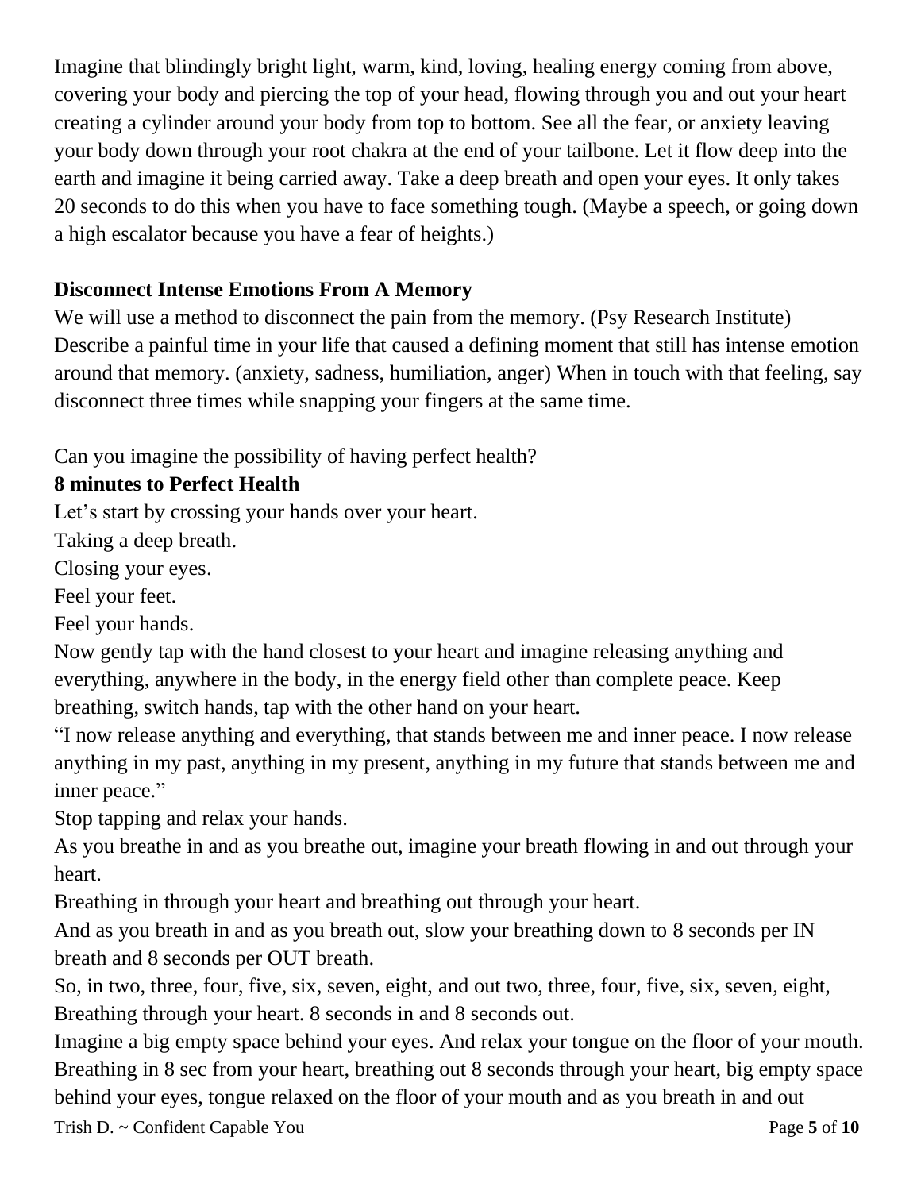Imagine that blindingly bright light, warm, kind, loving, healing energy coming from above, covering your body and piercing the top of your head, flowing through you and out your heart creating a cylinder around your body from top to bottom. See all the fear, or anxiety leaving your body down through your root chakra at the end of your tailbone. Let it flow deep into the earth and imagine it being carried away. Take a deep breath and open your eyes. It only takes 20 seconds to do this when you have to face something tough. (Maybe a speech, or going down a high escalator because you have a fear of heights.)

**Disconnect Intense Emotions From A Memory**

We will use a method to disconnect the pain from the memory. (Psy Research Institute) Describe a painful time in your life that caused a defining moment that still has intense emotion around that memory. (anxiety, sadness, humiliation, anger) When in touch with that feeling, say disconnect three times while snapping your fingers at the same time.

Can you imagine the possibility of having perfect health?

**8 minutes to Perfect Health**

Let's start by crossing your hands over your heart.

Taking a deep breath.

Closing your eyes.

Feel your feet.

Feel your hands.

Now gently tap with the hand closest to your heart and imagine releasing anything and everything, anywhere in the body, in the energy field other than complete peace. Keep breathing, switch hands, tap with the other hand on your heart.

"I now release anything and everything, that stands between me and inner peace. I now release anything in my past, anything in my present, anything in my future that stands between me and inner peace."

Stop tapping and relax your hands.

As you breathe in and as you breathe out, imagine your breath flowing in and out through your heart.

Breathing in through your heart and breathing out through your heart.

And as you breath in and as you breath out, slow your breathing down to 8 seconds per IN breath and 8 seconds per OUT breath.

So, in two, three, four, five, six, seven, eight, and out two, three, four, five, six, seven, eight, Breathing through your heart. 8 seconds in and 8 seconds out.

Imagine a big empty space behind your eyes. And relax your tongue on the floor of your mouth. Breathing in 8 sec from your heart, breathing out 8 seconds through your heart, big empty space behind your eyes, tongue relaxed on the floor of your mouth and as you breath in and out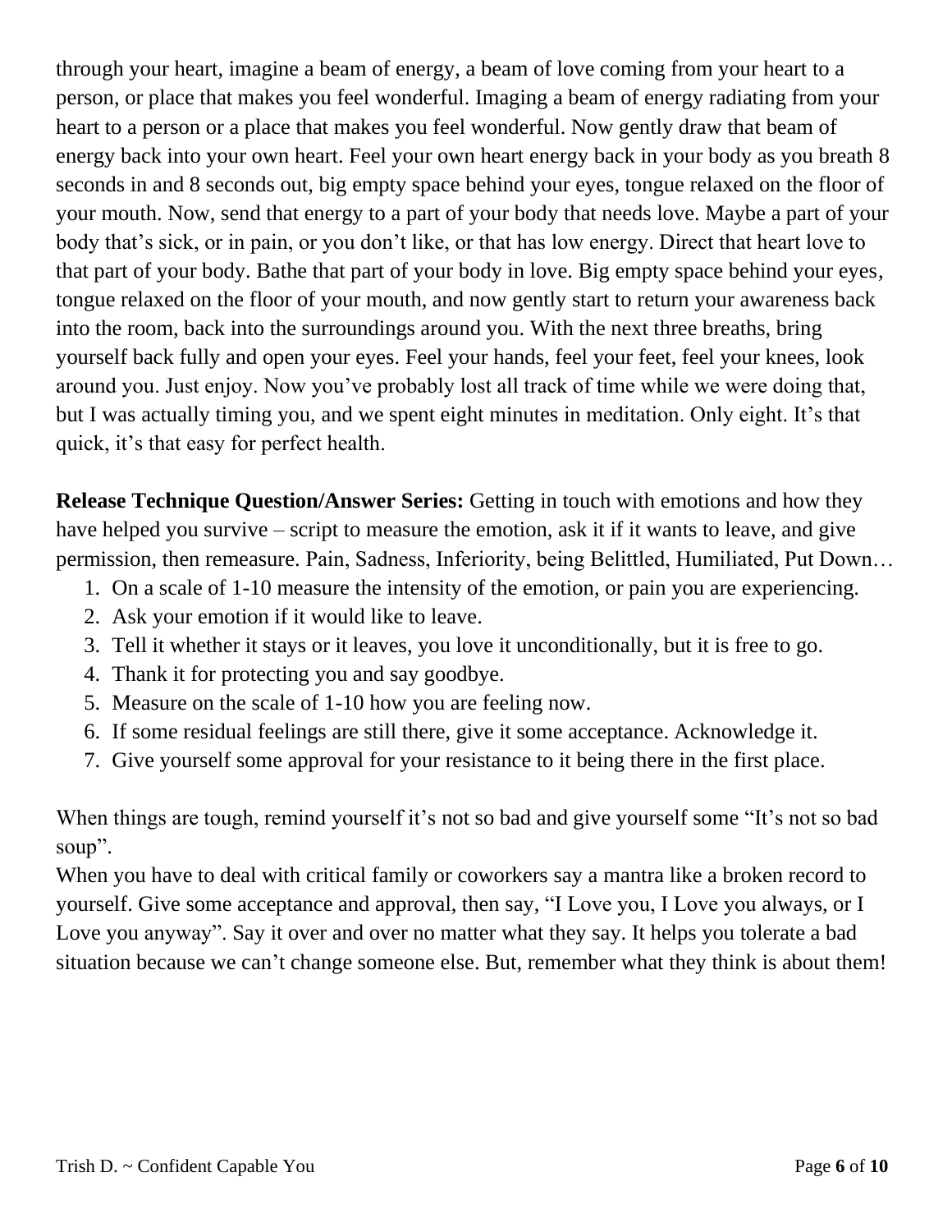through your heart, imagine a beam of energy, a beam of love coming from your heart to a person, or place that makes you feel wonderful. Imaging a beam of energy radiating from your heart to a person or a place that makes you feel wonderful. Now gently draw that beam of energy back into your own heart. Feel your own heart energy back in your body as you breath 8 seconds in and 8 seconds out, big empty space behind your eyes, tongue relaxed on the floor of your mouth. Now, send that energy to a part of your body that needs love. Maybe a part of your body that's sick, or in pain, or you don't like, or that has low energy. Direct that heart love to that part of your body. Bathe that part of your body in love. Big empty space behind your eyes, tongue relaxed on the floor of your mouth, and now gently start to return your awareness back into the room, back into the surroundings around you. With the next three breaths, bring yourself back fully and open your eyes. Feel your hands, feel your feet, feel your knees, look around you. Just enjoy. Now you've probably lost all track of time while we were doing that, but I was actually timing you, and we spent eight minutes in meditation. Only eight. It's that quick, it's that easy for perfect health.

**Release Technique Question/Answer Series:** Getting in touch with emotions and how they have helped you survive – script to measure the emotion, ask it if it wants to leave, and give permission, then remeasure. Pain, Sadness, Inferiority, being Belittled, Humiliated, Put Down…

1. On a scale of 1-10 measure the intensity of the emotion, or pain you are experiencing.
2. Ask your emotion if it would like to leave.
3. Tell it whether it stays or it leaves, you love it unconditionally, but it is free to go.
4. Thank it for protecting you and say goodbye.
5. Measure on the scale of 1-10 how you are feeling now.
6. If some residual feelings are still there, give it some acceptance. Acknowledge it.
7. Give yourself some approval for your resistance to it being there in the first place.

When things are tough, remind yourself it's not so bad and give yourself some "It's not so bad soup".

When you have to deal with critical family or coworkers say a mantra like a broken record to yourself. Give some acceptance and approval, then say, "I Love you, I Love you always, or I Love you anyway". Say it over and over no matter what they say. It helps you tolerate a bad situation because we can't change someone else. But, remember what they think is about them!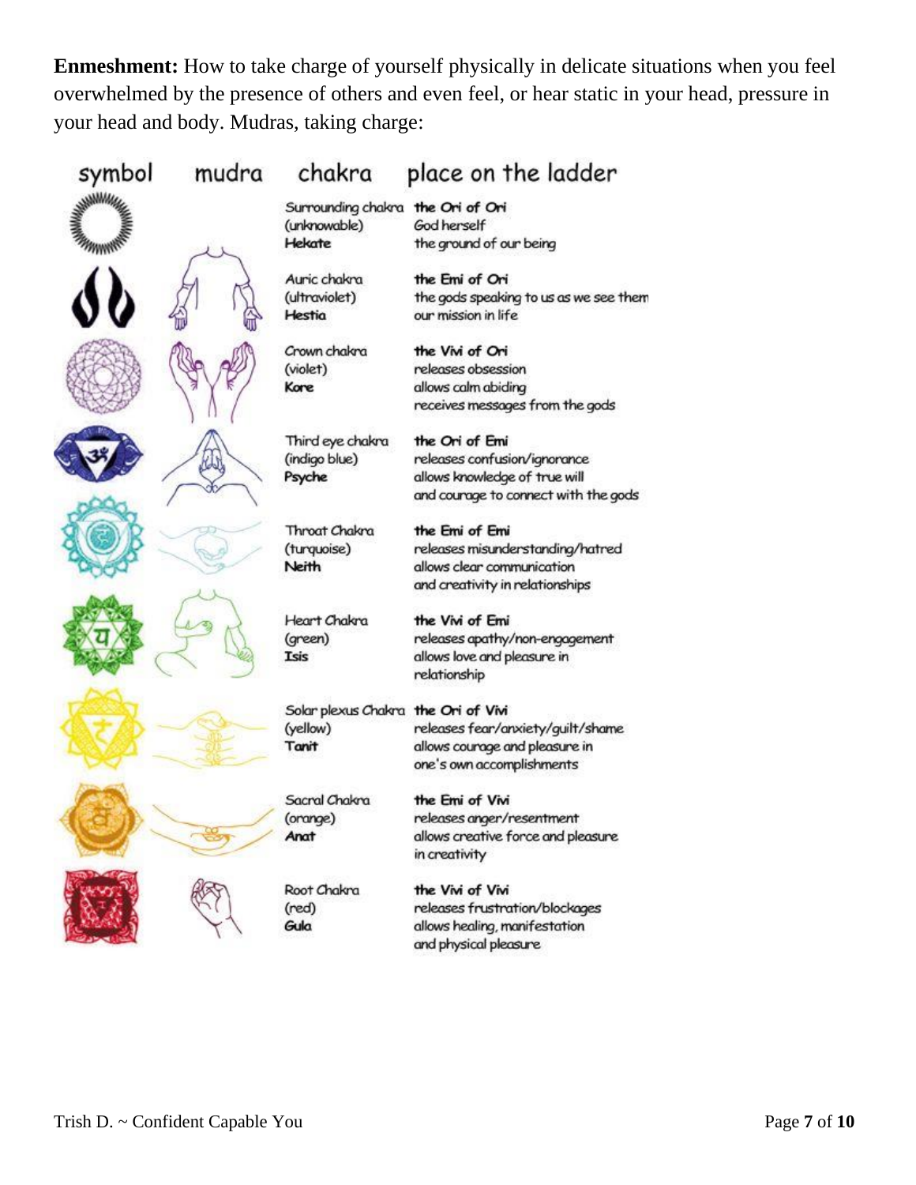**Enmeshment:** How to take charge of yourself physically in delicate situations when you feel overwhelmed by the presence of others and even feel, or hear static in your head, pressure in your head and body. Mudras, taking charge:

| symbol | mudra | chakra | place on the ladder |
|---|---|---|---|
| | | Surrounding chakra (unknowable) **Hekate** | **the Ori of Ori** God herself the ground of our being |
| | | Auric chakra (ultraviolet) **Hestia** | **the Emi of Ori** the gods speaking to us as we see them our mission in life |
| | | Crown chakra (violet) **Kore** | **the Vivi of Ori** releases obsession allows calm abiding receives messages from the gods |
| | | Third eye chakra (indigo blue) **Psyche** | **the Ori of Emi** releases confusion/ignorance allows knowledge of true will and courage to connect with the gods |
| | | Throat Chakra (turquoise) **Neith** | **the Emi of Emi** releases misunderstanding/hatred allows clear communication and creativity in relationships |
| | | Heart Chakra (green) **Isis** | **the Vivi of Emi** releases apathy/non-engagement allows love and pleasure in relationship |
| | | Solar plexus Chakra (yellow) **Tanit** | **the Ori of Vivi** releases fear/anxiety/guilt/shame allows courage and pleasure in one's own accomplishments |
| | | Sacral Chakra (orange) **Anat** | **the Emi of Vivi** releases anger/resentment allows creative force and pleasure in creativity |
| | | Root Chakra (red) **Gula** | **the Vivi of Vivi** releases frustration/blockages allows healing, manifestation and physical pleasure |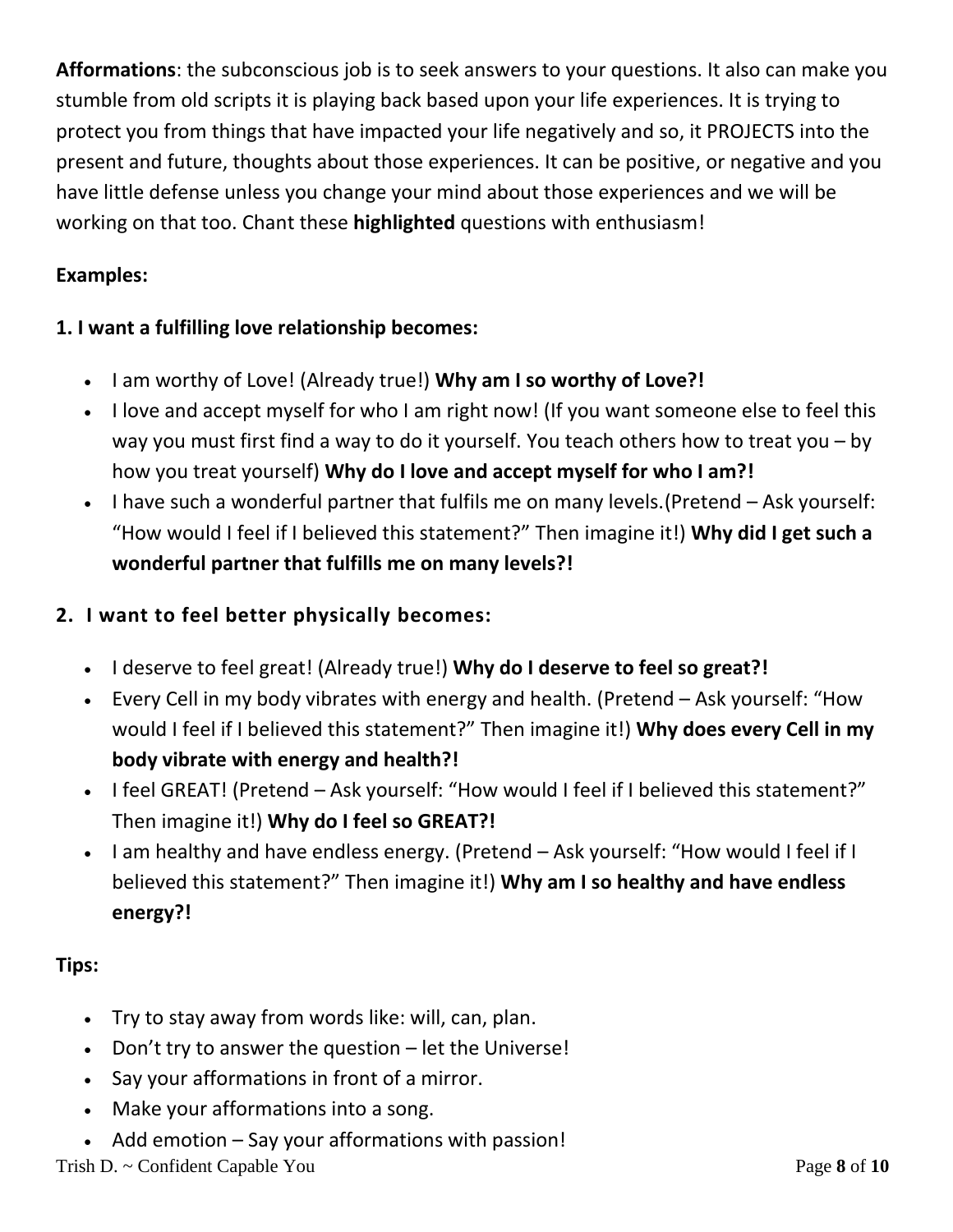**Afformations**: the subconscious job is to seek answers to your questions. It also can make you stumble from old scripts it is playing back based upon your life experiences. It is trying to protect you from things that have impacted your life negatively and so, it PROJECTS into the present and future, thoughts about those experiences. It can be positive, or negative and you have little defense unless you change your mind about those experiences and we will be working on that too. Chant these **highlighted** questions with enthusiasm!

**Examples:**

**1. I want a fulfilling love relationship becomes:**

- I am worthy of Love! (Already true!) **Why am I so worthy of Love?!**
- I love and accept myself for who I am right now! (If you want someone else to feel this way you must first find a way to do it yourself. You teach others how to treat you – by how you treat yourself) **Why do I love and accept myself for who I am?!**
- I have such a wonderful partner that fulfils me on many levels.(Pretend – Ask yourself: “How would I feel if I believed this statement?” Then imagine it!) **Why did I get such a wonderful partner that fulfills me on many levels?!**

**2. I want to feel better physically becomes:**

- I deserve to feel great! (Already true!) **Why do I deserve to feel so great?!**
- Every Cell in my body vibrates with energy and health. (Pretend – Ask yourself: “How would I feel if I believed this statement?” Then imagine it!) **Why does every Cell in my body vibrate with energy and health?!**
- I feel GREAT! (Pretend – Ask yourself: “How would I feel if I believed this statement?” Then imagine it!) **Why do I feel so GREAT?!**
- I am healthy and have endless energy. (Pretend – Ask yourself: “How would I feel if I believed this statement?” Then imagine it!) **Why am I so healthy and have endless energy?!**

**Tips:**

- Try to stay away from words like: will, can, plan.
- Don’t try to answer the question – let the Universe!
- Say your afformations in front of a mirror.
- Make your afformations into a song.
- Add emotion – Say your afformations with passion!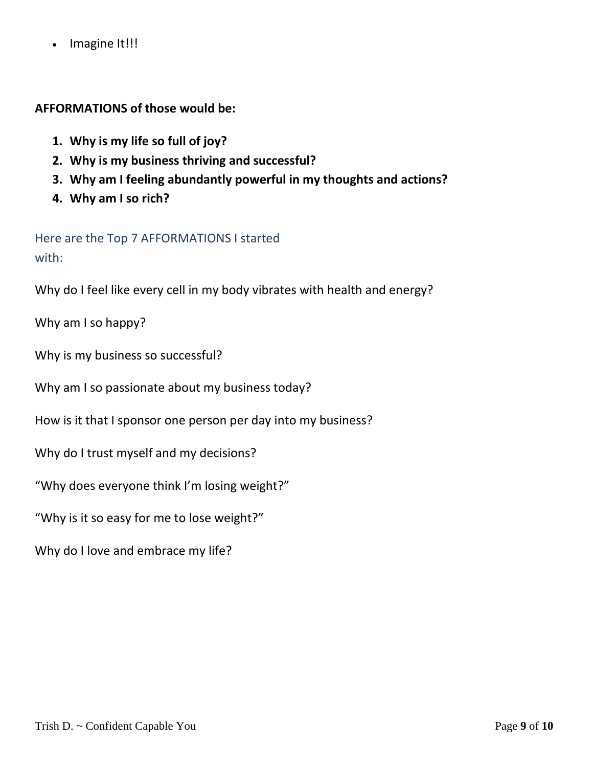- Imagine It!!!

**AFFORMATIONS of those would be:**

1. **Why is my life so full of joy?**
2. **Why is my business thriving and successful?**
3. **Why am I feeling abundantly powerful in my thoughts and actions?**
4. **Why am I so rich?**

## Here are the Top 7 AFFORMATIONS I started with:

Why do I feel like every cell in my body vibrates with health and energy?

Why am I so happy?

Why is my business so successful?

Why am I so passionate about my business today?

How is it that I sponsor one person per day into my business?

Why do I trust myself and my decisions?

"Why does everyone think I'm losing weight?"

"Why is it so easy for me to lose weight?"

Why do I love and embrace my life?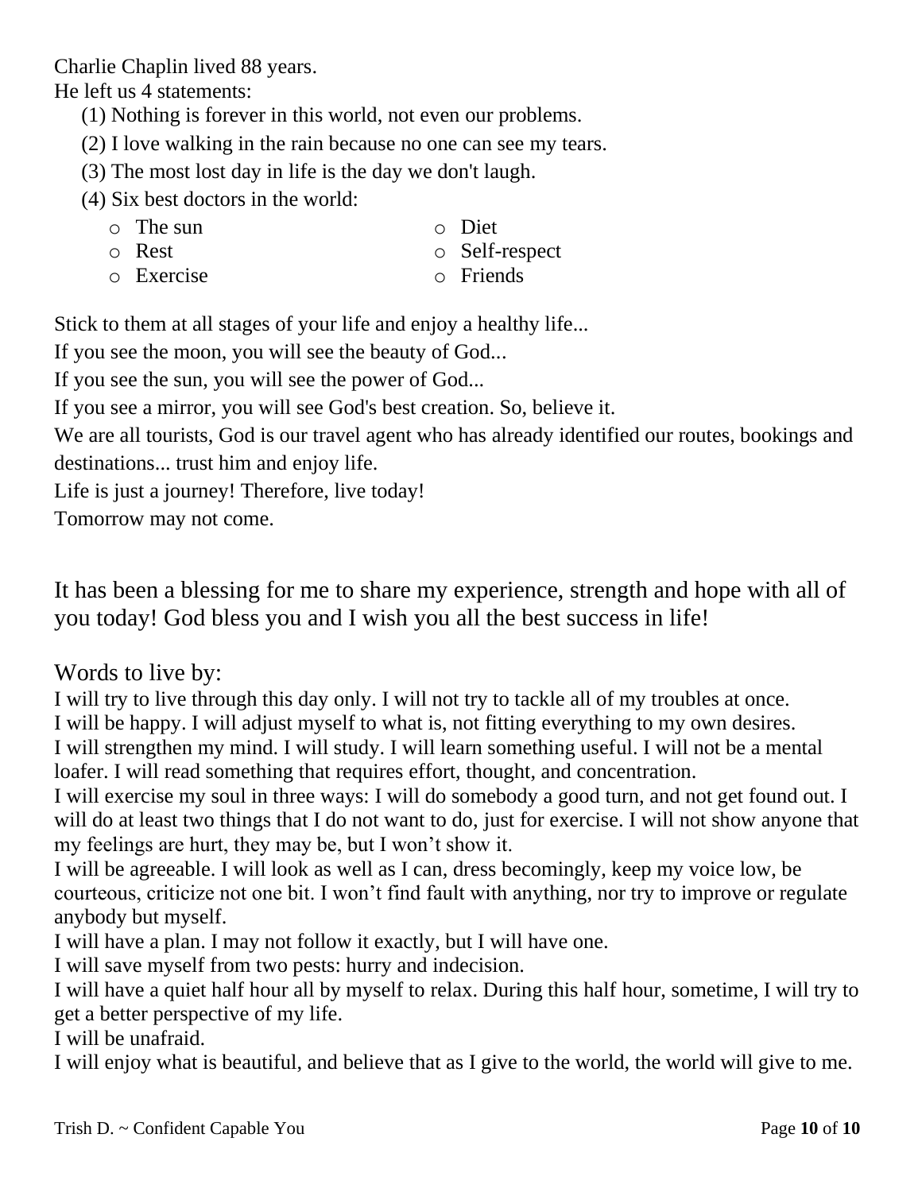Charlie Chaplin lived 88 years.
He left us 4 statements:

(1) Nothing is forever in this world, not even our problems.
(2) I love walking in the rain because no one can see my tears.
(3) The most lost day in life is the day we don't laugh.
(4) Six best doctors in the world:

- The sun
- Rest
- Exercise
- Diet
- Self-respect
- Friends

Stick to them at all stages of your life and enjoy a healthy life...
If you see the moon, you will see the beauty of God...
If you see the sun, you will see the power of God...
If you see a mirror, you will see God's best creation. So, believe it.
We are all tourists, God is our travel agent who has already identified our routes, bookings and destinations... trust him and enjoy life.
Life is just a journey! Therefore, live today!
Tomorrow may not come.

It has been a blessing for me to share my experience, strength and hope with all of you today! God bless you and I wish you all the best success in life!

## Words to live by:

I will try to live through this day only. I will not try to tackle all of my troubles at once.
I will be happy. I will adjust myself to what is, not fitting everything to my own desires.
I will strengthen my mind. I will study. I will learn something useful. I will not be a mental loafer. I will read something that requires effort, thought, and concentration.
I will exercise my soul in three ways: I will do somebody a good turn, and not get found out. I will do at least two things that I do not want to do, just for exercise. I will not show anyone that my feelings are hurt, they may be, but I won't show it.
I will be agreeable. I will look as well as I can, dress becomingly, keep my voice low, be courteous, criticize not one bit. I won't find fault with anything, nor try to improve or regulate anybody but myself.
I will have a plan. I may not follow it exactly, but I will have one.
I will save myself from two pests: hurry and indecision.
I will have a quiet half hour all by myself to relax. During this half hour, sometime, I will try to get a better perspective of my life.
I will be unafraid.
I will enjoy what is beautiful, and believe that as I give to the world, the world will give to me.